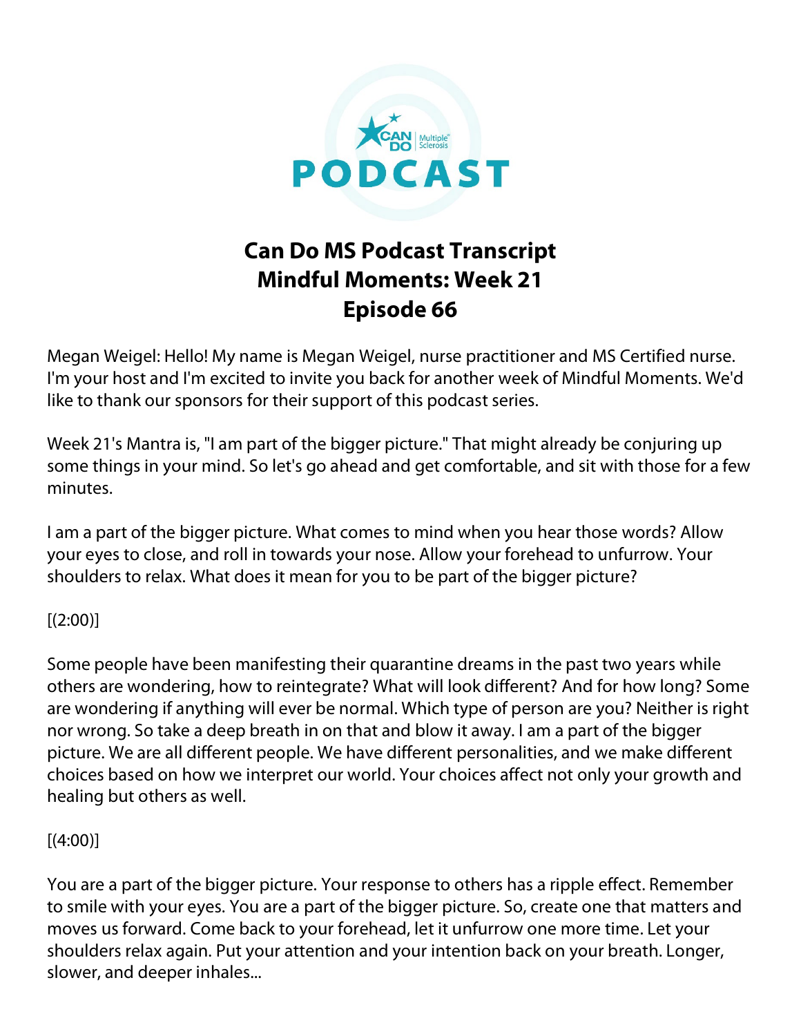# Can Do MS Podcast Transcript
# Mindful Moments: Week 21
# Episode 66

Megan Weigel: Hello! My name is Megan Weigel, nurse practitioner and MS Certified nurse. I'm your host and I'm excited to invite you back for another week of Mindful Moments. We'd like to thank our sponsors for their support of this podcast series.

Week 21's Mantra is, "I am part of the bigger picture." That might already be conjuring up some things in your mind. So let's go ahead and get comfortable, and sit with those for a few minutes.

I am a part of the bigger picture. What comes to mind when you hear those words? Allow your eyes to close, and roll in towards your nose. Allow your forehead to unfurrow. Your shoulders to relax. What does it mean for you to be part of the bigger picture?

[(2:00)]

Some people have been manifesting their quarantine dreams in the past two years while others are wondering, how to reintegrate? What will look different? And for how long? Some are wondering if anything will ever be normal. Which type of person are you? Neither is right nor wrong. So take a deep breath in on that and blow it away. I am a part of the bigger picture. We are all different people. We have different personalities, and we make different choices based on how we interpret our world. Your choices affect not only your growth and healing but others as well.

[(4:00)]

You are a part of the bigger picture. Your response to others has a ripple effect. Remember to smile with your eyes. You are a part of the bigger picture. So, create one that matters and moves us forward. Come back to your forehead, let it unfurrow one more time. Let your shoulders relax again. Put your attention and your intention back on your breath. Longer, slower, and deeper inhales...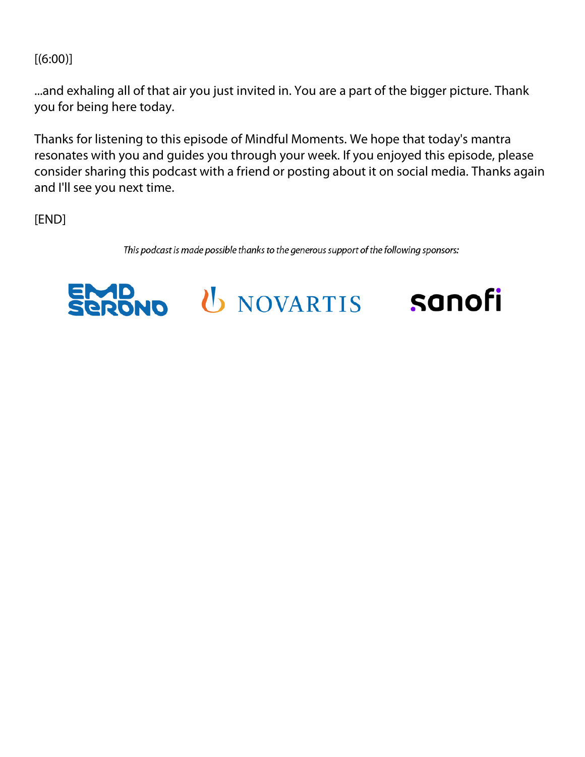[(6:00)]

...and exhaling all of that air you just invited in. You are a part of the bigger picture. Thank you for being here today.

Thanks for listening to this episode of Mindful Moments. We hope that today's mantra resonates with you and guides you through your week. If you enjoyed this episode, please consider sharing this podcast with a friend or posting about it on social media. Thanks again and I'll see you next time.

[END]

*This podcast is made possible thanks to the generous support of the following sponsors:*

EMD SERONO

NOVARTIS

sanofi